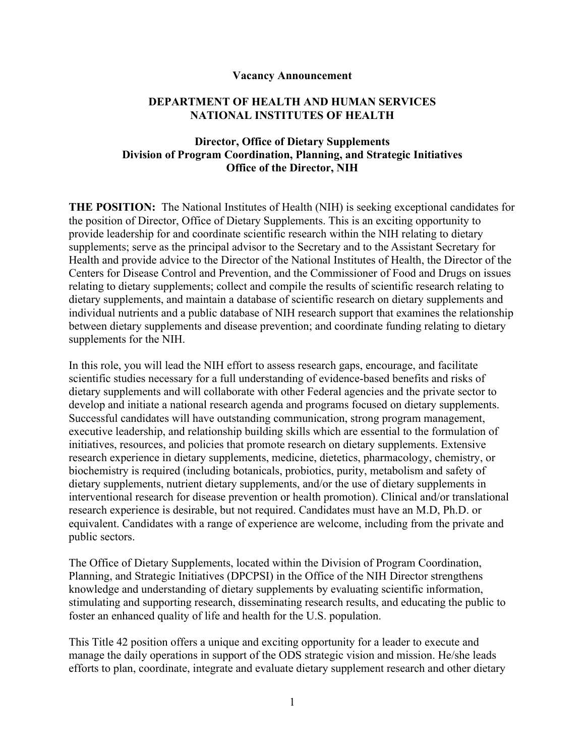**Vacancy Announcement**

# DEPARTMENT OF HEALTH AND HUMAN SERVICES
# NATIONAL INSTITUTES OF HEALTH

## Director, Office of Dietary Supplements
## Division of Program Coordination, Planning, and Strategic Initiatives
## Office of the Director, NIH

**THE POSITION:** The National Institutes of Health (NIH) is seeking exceptional candidates for the position of Director, Office of Dietary Supplements. This is an exciting opportunity to provide leadership for and coordinate scientific research within the NIH relating to dietary supplements; serve as the principal advisor to the Secretary and to the Assistant Secretary for Health and provide advice to the Director of the National Institutes of Health, the Director of the Centers for Disease Control and Prevention, and the Commissioner of Food and Drugs on issues relating to dietary supplements; collect and compile the results of scientific research relating to dietary supplements, and maintain a database of scientific research on dietary supplements and individual nutrients and a public database of NIH research support that examines the relationship between dietary supplements and disease prevention; and coordinate funding relating to dietary supplements for the NIH.

In this role, you will lead the NIH effort to assess research gaps, encourage, and facilitate scientific studies necessary for a full understanding of evidence-based benefits and risks of dietary supplements and will collaborate with other Federal agencies and the private sector to develop and initiate a national research agenda and programs focused on dietary supplements. Successful candidates will have outstanding communication, strong program management, executive leadership, and relationship building skills which are essential to the formulation of initiatives, resources, and policies that promote research on dietary supplements. Extensive research experience in dietary supplements, medicine, dietetics, pharmacology, chemistry, or biochemistry is required (including botanicals, probiotics, purity, metabolism and safety of dietary supplements, nutrient dietary supplements, and/or the use of dietary supplements in interventional research for disease prevention or health promotion). Clinical and/or translational research experience is desirable, but not required. Candidates must have an M.D, Ph.D. or equivalent. Candidates with a range of experience are welcome, including from the private and public sectors.

The Office of Dietary Supplements, located within the Division of Program Coordination, Planning, and Strategic Initiatives (DPCPSI) in the Office of the NIH Director strengthens knowledge and understanding of dietary supplements by evaluating scientific information, stimulating and supporting research, disseminating research results, and educating the public to foster an enhanced quality of life and health for the U.S. population.

This Title 42 position offers a unique and exciting opportunity for a leader to execute and manage the daily operations in support of the ODS strategic vision and mission. He/she leads efforts to plan, coordinate, integrate and evaluate dietary supplement research and other dietary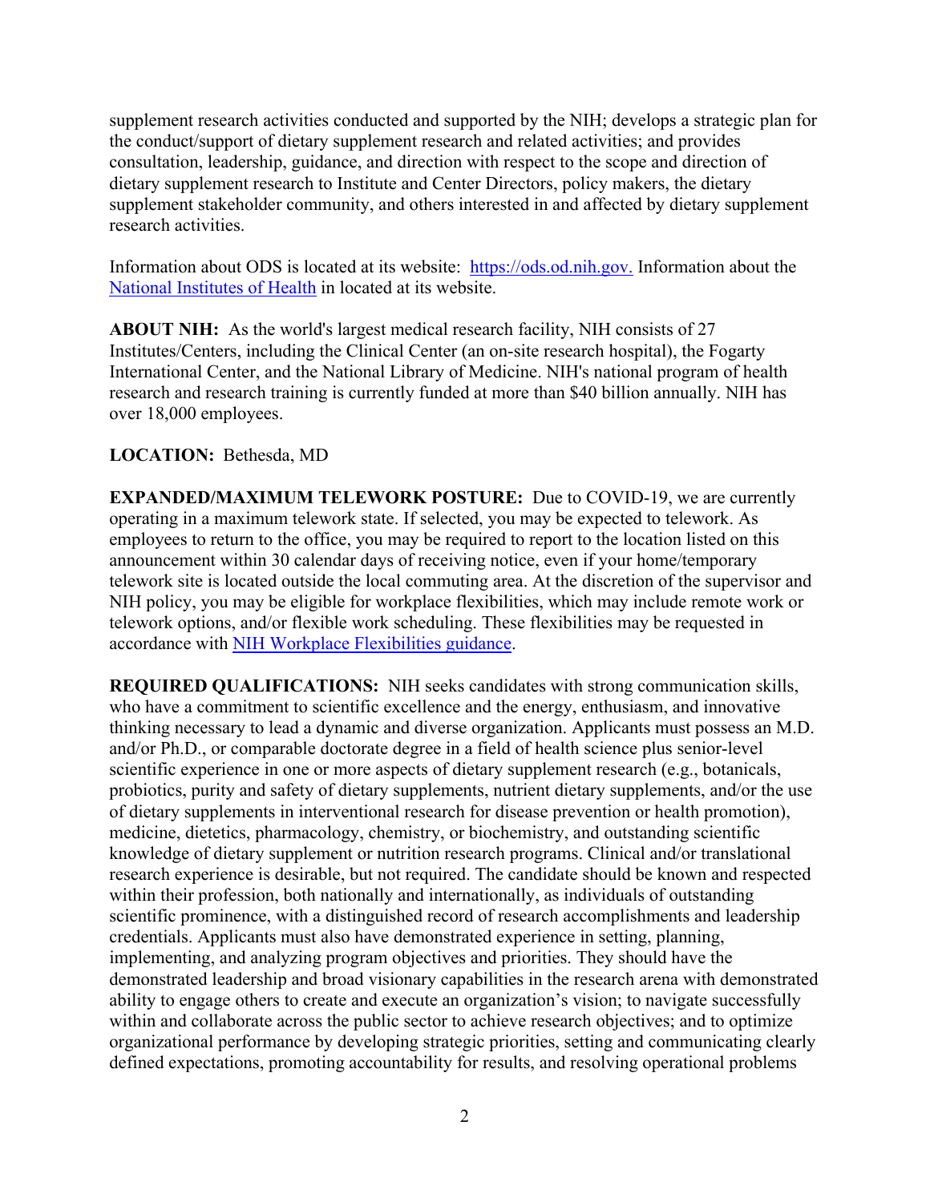supplement research activities conducted and supported by the NIH; develops a strategic plan for the conduct/support of dietary supplement research and related activities; and provides consultation, leadership, guidance, and direction with respect to the scope and direction of dietary supplement research to Institute and Center Directors, policy makers, the dietary supplement stakeholder community, and others interested in and affected by dietary supplement research activities.

Information about ODS is located at its website: [https://ods.od.nih.gov.](https://ods.od.nih.gov) Information about the [National Institutes of Health](https://www.nih.gov) in located at its website.

**ABOUT NIH:** As the world's largest medical research facility, NIH consists of 27 Institutes/Centers, including the Clinical Center (an on-site research hospital), the Fogarty International Center, and the National Library of Medicine. NIH's national program of health research and research training is currently funded at more than $40 billion annually. NIH has over 18,000 employees.

**LOCATION:** Bethesda, MD

**EXPANDED/MAXIMUM TELEWORK POSTURE:** Due to COVID-19, we are currently operating in a maximum telework state. If selected, you may be expected to telework. As employees to return to the office, you may be required to report to the location listed on this announcement within 30 calendar days of receiving notice, even if your home/temporary telework site is located outside the local commuting area. At the discretion of the supervisor and NIH policy, you may be eligible for workplace flexibilities, which may include remote work or telework options, and/or flexible work scheduling. These flexibilities may be requested in accordance with NIH Workplace Flexibilities guidance.

**REQUIRED QUALIFICATIONS:** NIH seeks candidates with strong communication skills, who have a commitment to scientific excellence and the energy, enthusiasm, and innovative thinking necessary to lead a dynamic and diverse organization. Applicants must possess an M.D. and/or Ph.D., or comparable doctorate degree in a field of health science plus senior-level scientific experience in one or more aspects of dietary supplement research (e.g., botanicals, probiotics, purity and safety of dietary supplements, nutrient dietary supplements, and/or the use of dietary supplements in interventional research for disease prevention or health promotion), medicine, dietetics, pharmacology, chemistry, or biochemistry, and outstanding scientific knowledge of dietary supplement or nutrition research programs. Clinical and/or translational research experience is desirable, but not required. The candidate should be known and respected within their profession, both nationally and internationally, as individuals of outstanding scientific prominence, with a distinguished record of research accomplishments and leadership credentials. Applicants must also have demonstrated experience in setting, planning, implementing, and analyzing program objectives and priorities. They should have the demonstrated leadership and broad visionary capabilities in the research arena with demonstrated ability to engage others to create and execute an organization's vision; to navigate successfully within and collaborate across the public sector to achieve research objectives; and to optimize organizational performance by developing strategic priorities, setting and communicating clearly defined expectations, promoting accountability for results, and resolving operational problems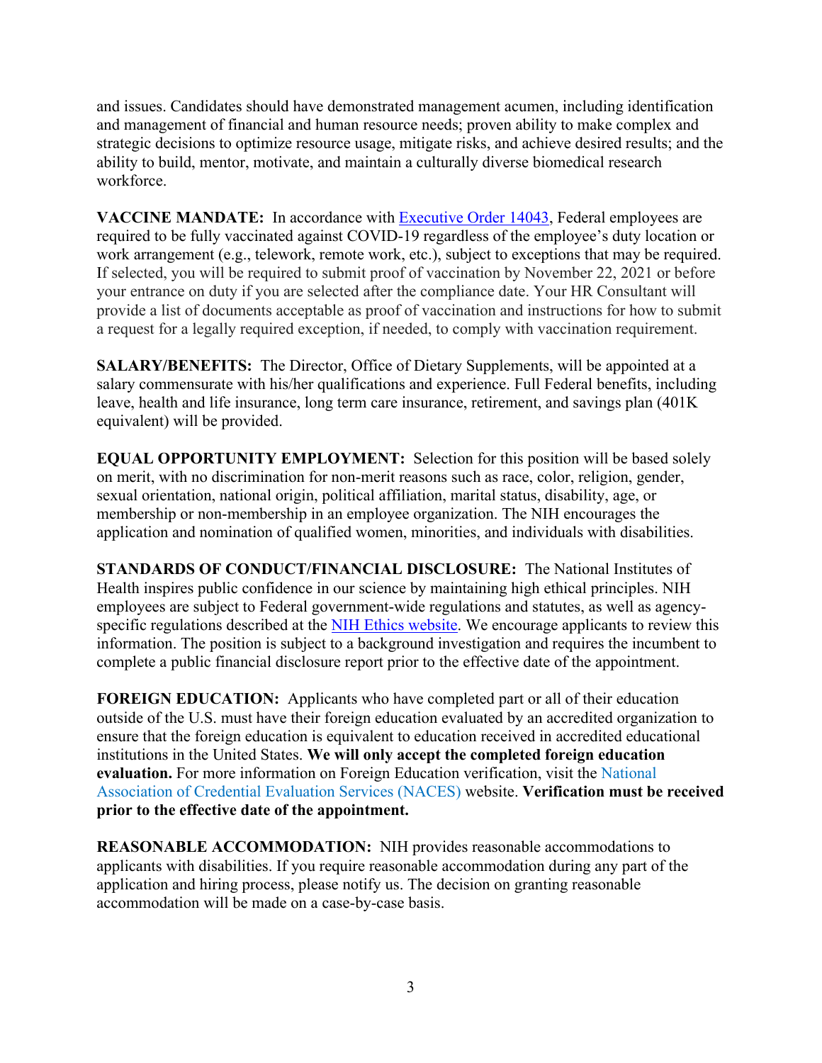and issues. Candidates should have demonstrated management acumen, including identification and management of financial and human resource needs; proven ability to make complex and strategic decisions to optimize resource usage, mitigate risks, and achieve desired results; and the ability to build, mentor, motivate, and maintain a culturally diverse biomedical research workforce.

**VACCINE MANDATE:** In accordance with [Executive Order 14043](), Federal employees are required to be fully vaccinated against COVID-19 regardless of the employee's duty location or work arrangement (e.g., telework, remote work, etc.), subject to exceptions that may be required. If selected, you will be required to submit proof of vaccination by November 22, 2021 or before your entrance on duty if you are selected after the compliance date. Your HR Consultant will provide a list of documents acceptable as proof of vaccination and instructions for how to submit a request for a legally required exception, if needed, to comply with vaccination requirement.

**SALARY/BENEFITS:** The Director, Office of Dietary Supplements, will be appointed at a salary commensurate with his/her qualifications and experience. Full Federal benefits, including leave, health and life insurance, long term care insurance, retirement, and savings plan (401K equivalent) will be provided.

**EQUAL OPPORTUNITY EMPLOYMENT:** Selection for this position will be based solely on merit, with no discrimination for non-merit reasons such as race, color, religion, gender, sexual orientation, national origin, political affiliation, marital status, disability, age, or membership or non-membership in an employee organization. The NIH encourages the application and nomination of qualified women, minorities, and individuals with disabilities.

**STANDARDS OF CONDUCT/FINANCIAL DISCLOSURE:** The National Institutes of Health inspires public confidence in our science by maintaining high ethical principles. NIH employees are subject to Federal government-wide regulations and statutes, as well as agency-specific regulations described at the [NIH Ethics website](). We encourage applicants to review this information. The position is subject to a background investigation and requires the incumbent to complete a public financial disclosure report prior to the effective date of the appointment.

**FOREIGN EDUCATION:** Applicants who have completed part or all of their education outside of the U.S. must have their foreign education evaluated by an accredited organization to ensure that the foreign education is equivalent to education received in accredited educational institutions in the United States. **We will only accept the completed foreign education evaluation.** For more information on Foreign Education verification, visit the National Association of Credential Evaluation Services (NACES) website. **Verification must be received prior to the effective date of the appointment.**

**REASONABLE ACCOMMODATION:** NIH provides reasonable accommodations to applicants with disabilities. If you require reasonable accommodation during any part of the application and hiring process, please notify us. The decision on granting reasonable accommodation will be made on a case-by-case basis.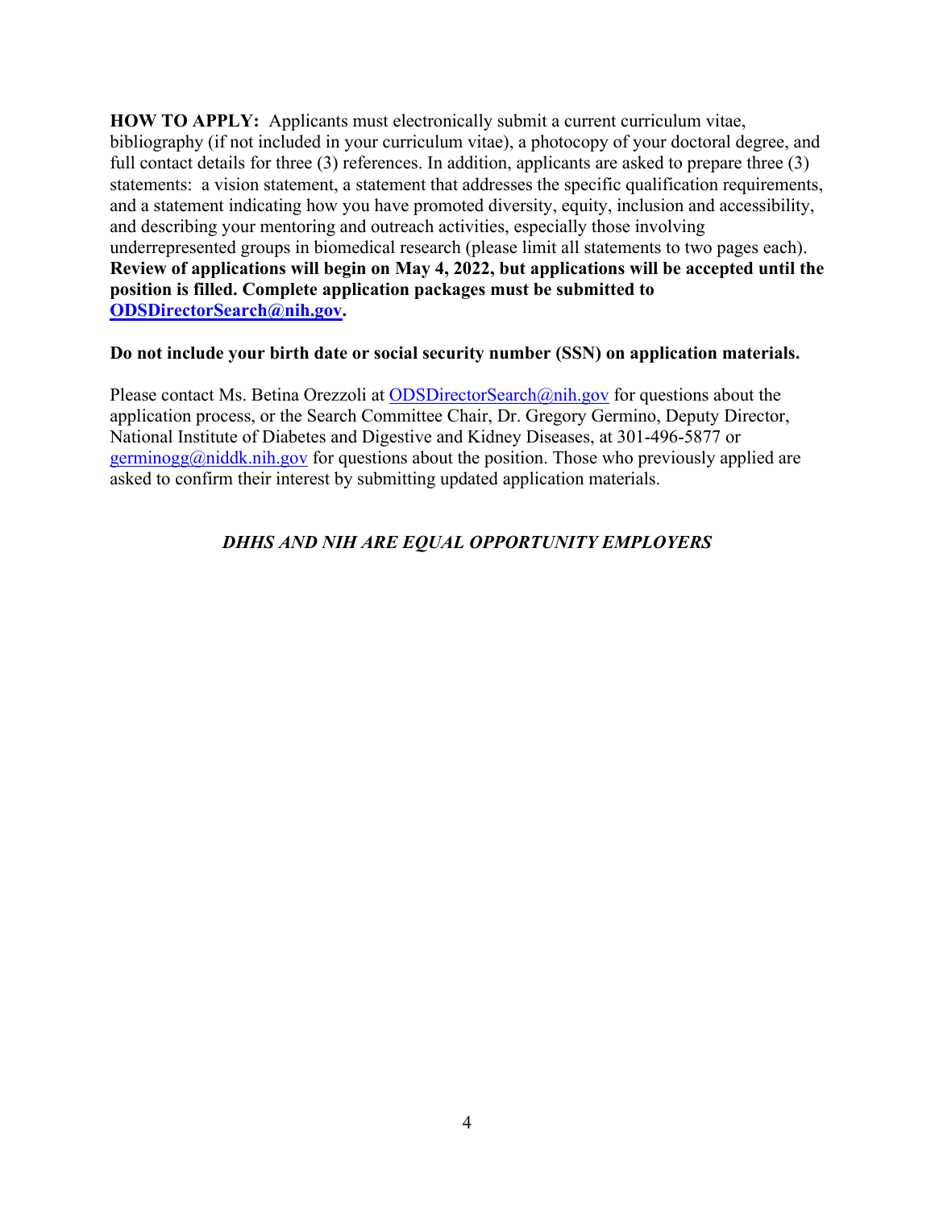**HOW TO APPLY:** Applicants must electronically submit a current curriculum vitae, bibliography (if not included in your curriculum vitae), a photocopy of your doctoral degree, and full contact details for three (3) references. In addition, applicants are asked to prepare three (3) statements: a vision statement, a statement that addresses the specific qualification requirements, and a statement indicating how you have promoted diversity, equity, inclusion and accessibility, and describing your mentoring and outreach activities, especially those involving underrepresented groups in biomedical research (please limit all statements to two pages each). **Review of applications will begin on May 4, 2022, but applications will be accepted until the position is filled. Complete application packages must be submitted to ODSDirectorSearch@nih.gov.**

**Do not include your birth date or social security number (SSN) on application materials.**

Please contact Ms. Betina Orezzoli at ODSDirectorSearch@nih.gov for questions about the application process, or the Search Committee Chair, Dr. Gregory Germino, Deputy Director, National Institute of Diabetes and Digestive and Kidney Diseases, at 301-496-5877 or germinogg@niddk.nih.gov for questions about the position. Those who previously applied are asked to confirm their interest by submitting updated application materials.

***DHHS AND NIH ARE EQUAL OPPORTUNITY EMPLOYERS***